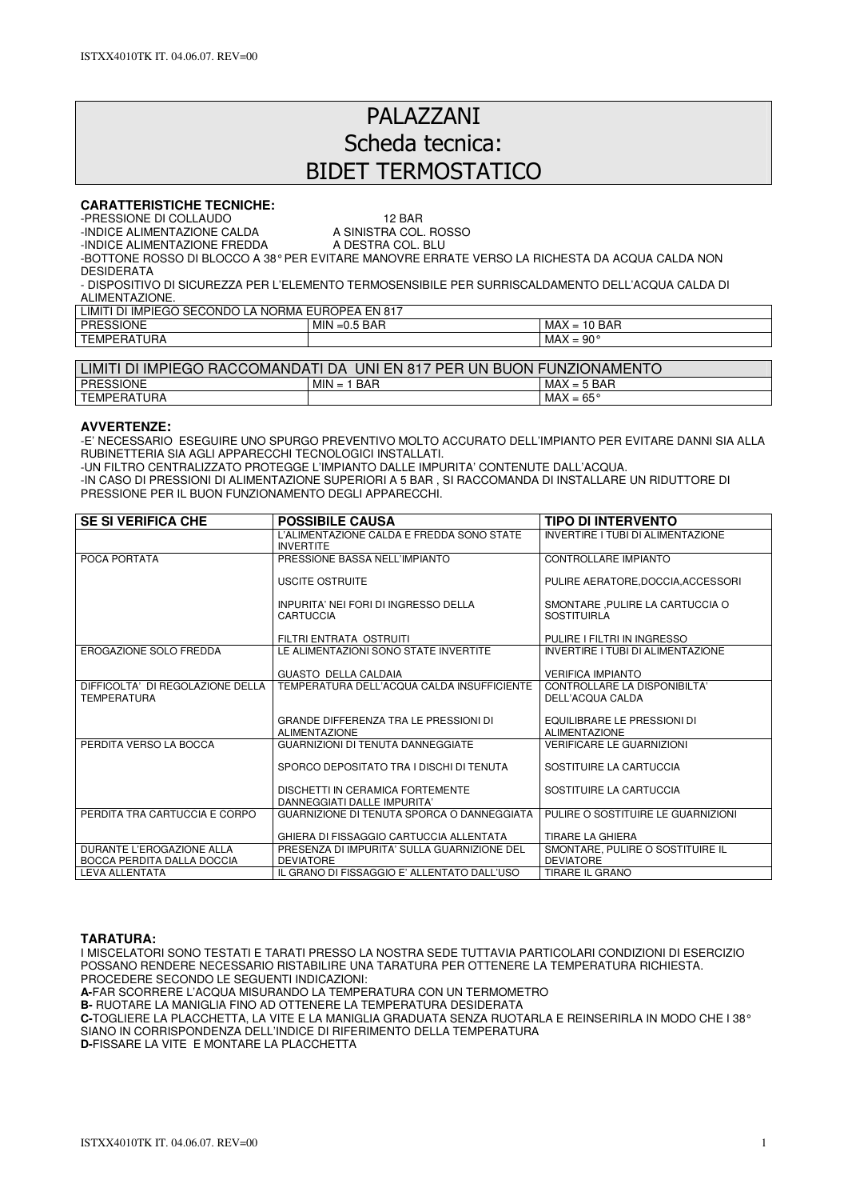# PALAZZANI
# Scheda tecnica:
# BIDET TERMOSTATICO

**CARATTERISTICHE TECNICHE:**

-PRESSIONE DI COLLAUDO 12 BAR
-INDICE ALIMENTAZIONE CALDA A SINISTRA COL. ROSSO
-INDICE ALIMENTAZIONE FREDDA A DESTRA COL. BLU
-BOTTONE ROSSO DI BLOCCO A 38° PER EVITARE MANOVRE ERRATE VERSO LA RICHESTA DA ACQUA CALDA NON DESIDERATA
- DISPOSITIVO DI SICUREZZA PER L'ELEMENTO TERMOSENSIBILE PER SURRISCALDAMENTO DELL'ACQUA CALDA DI ALIMENTAZIONE.

| LIMITI DI IMPIEGO SECONDO LA NORMA EUROPEA EN 817 | | |
|---|---|---|
| PRESSIONE | MIN =0.5 BAR | MAX = 10 BAR |
| TEMPERATURA | | MAX = 90° |

| LIMITI DI IMPIEGO RACCOMANDATI DA UNI EN 817 PER UN BUON FUNZIONAMENTO | | |
|---|---|---|
| PRESSIONE | MIN = 1 BAR | MAX = 5 BAR |
| TEMPERATURA | | MAX = 65° |

**AVVERTENZE:**

-E' NECESSARIO ESEGUIRE UNO SPURGO PREVENTIVO MOLTO ACCURATO DELL'IMPIANTO PER EVITARE DANNI SIA ALLA RUBINETTERIA SIA AGLI APPARECCHI TECNOLOGICI INSTALLATI.
-UN FILTRO CENTRALIZZATO PROTEGGE L'IMPIANTO DALLE IMPURITA' CONTENUTE DALL'ACQUA.
-IN CASO DI PRESSIONI DI ALIMENTAZIONE SUPERIORI A 5 BAR , SI RACCOMANDA DI INSTALLARE UN RIDUTTORE DI PRESSIONE PER IL BUON FUNZIONAMENTO DEGLI APPARECCHI.

| SE SI VERIFICA CHE | POSSIBILE CAUSA | TIPO DI INTERVENTO |
|---|---|---|
| | L'ALIMENTAZIONE CALDA E FREDDA SONO STATE INVERTITE | INVERTIRE I TUBI DI ALIMENTAZIONE |
| POCA PORTATA | PRESSIONE BASSA NELL'IMPIANTO | CONTROLLARE IMPIANTO |
| | USCITE OSTRUITE | PULIRE AERATORE,DOCCIA,ACCESSORI |
| | INPURITA' NEI FORI DI INGRESSO DELLA CARTUCCIA | SMONTARE ,PULIRE LA CARTUCCIA O SOSTITUIRLA |
| | FILTRI ENTRATA OSTRUITI | PULIRE I FILTRI IN INGRESSO |
| EROGAZIONE SOLO FREDDA | LE ALIMENTAZIONI SONO STATE INVERTITE | INVERTIRE I TUBI DI ALIMENTAZIONE |
| | GUASTO DELLA CALDAIA | VERIFICA IMPIANTO |
| DIFFICOLTA' DI REGOLAZIONE DELLA TEMPERATURA | TEMPERATURA DELL'ACQUA CALDA INSUFFICIENTE | CONTROLLARE LA DISPONIBILTA' DELL'ACQUA CALDA |
| | GRANDE DIFFERENZA TRA LE PRESSIONI DI ALIMENTAZIONE | EQUILIBRARE LE PRESSIONI DI ALIMENTAZIONE |
| PERDITA VERSO LA BOCCA | GUARNIZIONI DI TENUTA DANNEGGIATE | VERIFICARE LE GUARNIZIONI |
| | SPORCO DEPOSITATO TRA I DISCHI DI TENUTA | SOSTITUIRE LA CARTUCCIA |
| | DISCHETTI IN CERAMICA FORTEMENTE DANNEGGIATI DALLE IMPURITA' | SOSTITUIRE LA CARTUCCIA |
| PERDITA TRA CARTUCCIA E CORPO | GUARNIZIONE DI TENUTA SPORCA O DANNEGGIATA | PULIRE O SOSTITUIRE LE GUARNIZIONI |
| | GHIERA DI FISSAGGIO CARTUCCIA ALLENTATA | TIRARE LA GHIERA |
| DURANTE L'EROGAZIONE ALLA BOCCA PERDITA DALLA DOCCIA | PRESENZA DI IMPURITA' SULLA GUARNIZIONE DEL DEVIATORE | SMONTARE, PULIRE O SOSTITUIRE IL DEVIATORE |
| LEVA ALLENTATA | IL GRANO DI FISSAGGIO E' ALLENTATO DALL'USO | TIRARE IL GRANO |

**TARATURA:**

I MISCELATORI SONO TESTATI E TARATI PRESSO LA NOSTRA SEDE TUTTAVIA PARTICOLARI CONDIZIONI DI ESERCIZIO POSSANO RENDERE NECESSARIO RISTABILIRE UNA TARATURA PER OTTENERE LA TEMPERATURA RICHIESTA. PROCEDERE SECONDO LE SEGUENTI INDICAZIONI:

**A-**FAR SCORRERE L'ACQUA MISURANDO LA TEMPERATURA CON UN TERMOMETRO
**B-** RUOTARE LA MANIGLIA FINO AD OTTENERE LA TEMPERATURA DESIDERATA
**C-**TOGLIERE LA PLACCHETTA, LA VITE E LA MANIGLIA GRADUATA SENZA RUOTARLA E REINSERIRLA IN MODO CHE I 38° SIANO IN CORRISPONDENZA DELL'INDICE DI RIFERIMENTO DELLA TEMPERATURA
**D-**FISSARE LA VITE E MONTARE LA PLACCHETTA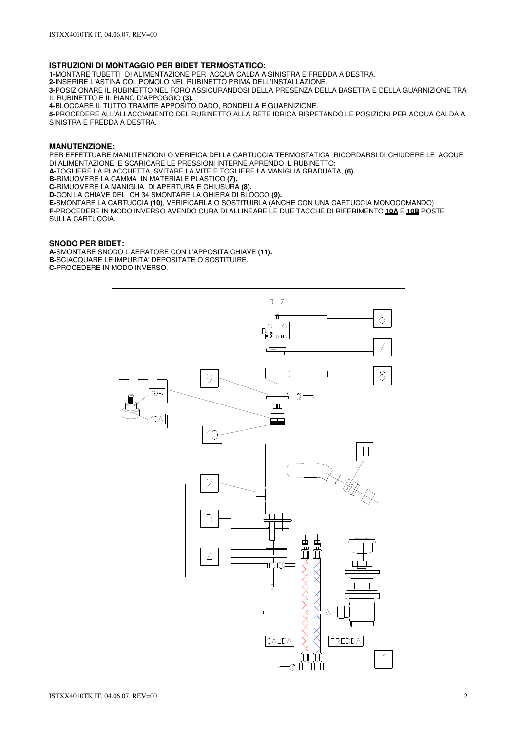**ISTRUZIONI DI MONTAGGIO PER BIDET TERMOSTATICO:**

**1-**MONTARE TUBETTI DI ALIMENTAZIONE PER ACQUA CALDA A SINISTRA E FREDDA A DESTRA.
**2-**INSERIRE L'ASTINA COL POMOLO NEL RUBINETTO PRIMA DELL'INSTALLAZIONE.
**3-**POSIZIONARE IL RUBINETTO NEL FORO ASSICURANDOSI DELLA PRESENZA DELLA BASETTA E DELLA GUARNIZIONE TRA IL RUBINETTO E IL PIANO D'APPOGGIO **(3).**
**4-**BLOCCARE IL TUTTO TRAMITE APPOSITO DADO, RONDELLA E GUARNIZIONE.
**5-**PROCEDERE ALL'ALLACCIAMENTO DEL RUBINETTO ALLA RETE IDRICA RISPETANDO LE POSIZIONI PER ACQUA CALDA A SINISTRA E FREDDA A DESTRA.

**MANUTENZIONE:**

PER EFFETTUARE MANUTENZIONI O VERIFICA DELLA CARTUCCIA TERMOSTATICA RICORDARSI DI CHIUDERE LE ACQUE DI ALIMENTAZIONE E SCARICARE LE PRESSIONI INTERNE APRENDO IL RUBINETTO:
**A-**TOGLIERE LA PLACCHETTA, SVITARE LA VITE E TOGLIERE LA MANIGLIA GRADUATA, **(6).**
**B-**RIMUOVERE LA CAMMA IN MATERIALE PLASTICO **(7).**
**C-**RIMUOVERE LA MANIGLIA DI APERTURA E CHIUSURA **(8).**
**D-**CON LA CHIAVE DEL CH 34 SMONTARE LA GHIERA DI BLOCCO **(9).**
**E-**SMONTARE LA CARTUCCIA **(10)**, VERIFICARLA O SOSTITUIRLA (ANCHE CON UNA CARTUCCIA MONOCOMANDO)
**F-**PROCEDERE IN MODO INVERSO AVENDO CURA DI ALLINEARE LE DUE TACCHE DI RIFERIMENTO **10A** E **10B** POSTE SULLA CARTUCCIA.

**SNODO PER BIDET:**

**A-**SMONTARE SNODO L'AERATORE CON L'APPOSITA CHIAVE **(11).**
**B-**SCIACQUARE LE IMPURITA' DEPOSITATE O SOSTITUIRE.
**C-**PROCEDERE IN MODO INVERSO.

6
7
8
9
10B
10A
10
11
2
3
4
CALDA
FREDDA
1